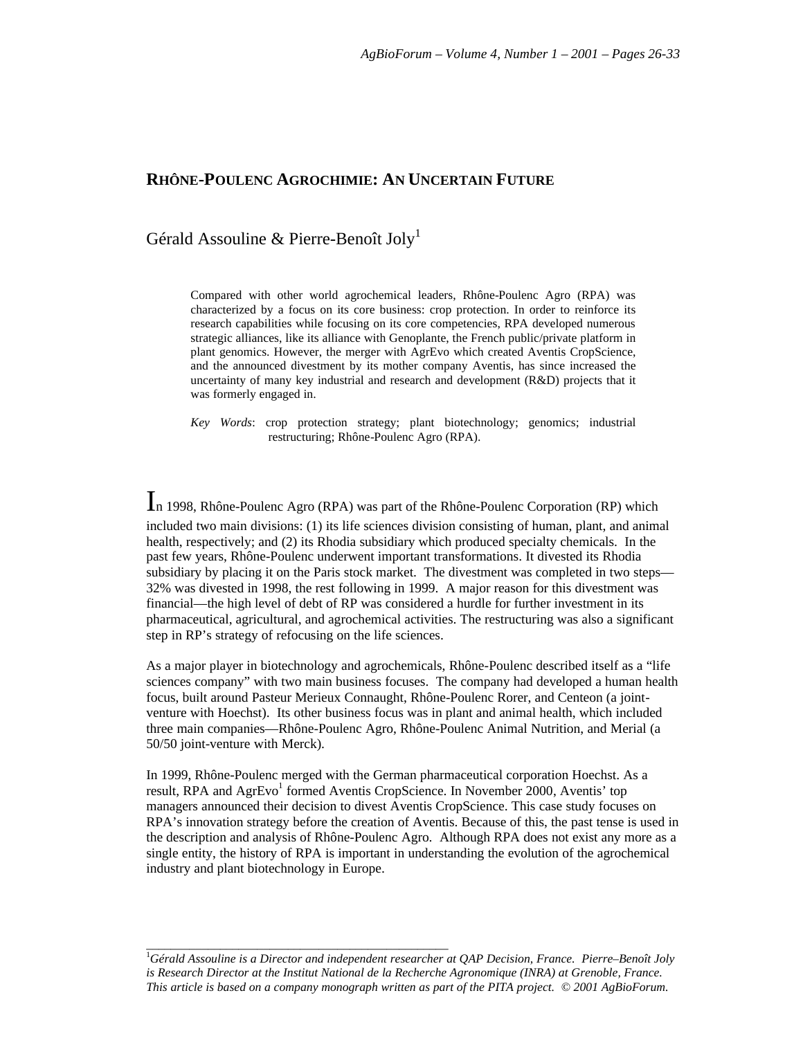# RHÔNE-POULENC AGROCHIMIE: AN UNCERTAIN FUTURE

Gérald Assouline & Pierre-Benoît Joly[1]

> Compared with other world agrochemical leaders, Rhône-Poulenc Agro (RPA) was characterized by a focus on its core business: crop protection. In order to reinforce its research capabilities while focusing on its core competencies, RPA developed numerous strategic alliances, like its alliance with Genoplante, the French public/private platform in plant genomics. However, the merger with AgrEvo which created Aventis CropScience, and the announced divestment by its mother company Aventis, has since increased the uncertainty of many key industrial and research and development (R&D) projects that it was formerly engaged in.
>
> *Key Words*: crop protection strategy; plant biotechnology; genomics; industrial restructuring; Rhône-Poulenc Agro (RPA).

In 1998, Rhône-Poulenc Agro (RPA) was part of the Rhône-Poulenc Corporation (RP) which included two main divisions: (1) its life sciences division consisting of human, plant, and animal health, respectively; and (2) its Rhodia subsidiary which produced specialty chemicals. In the past few years, Rhône-Poulenc underwent important transformations. It divested its Rhodia subsidiary by placing it on the Paris stock market. The divestment was completed in two steps—32% was divested in 1998, the rest following in 1999. A major reason for this divestment was financial—the high level of debt of RP was considered a hurdle for further investment in its pharmaceutical, agricultural, and agrochemical activities. The restructuring was also a significant step in RP's strategy of refocusing on the life sciences.

As a major player in biotechnology and agrochemicals, Rhône-Poulenc described itself as a "life sciences company" with two main business focuses. The company had developed a human health focus, built around Pasteur Merieux Connaught, Rhône-Poulenc Rorer, and Centeon (a joint-venture with Hoechst). Its other business focus was in plant and animal health, which included three main companies—Rhône-Poulenc Agro, Rhône-Poulenc Animal Nutrition, and Merial (a 50/50 joint-venture with Merck).

In 1999, Rhône-Poulenc merged with the German pharmaceutical corporation Hoechst. As a result, RPA and AgrEvo[1] formed Aventis CropScience. In November 2000, Aventis' top managers announced their decision to divest Aventis CropScience. This case study focuses on RPA's innovation strategy before the creation of Aventis. Because of this, the past tense is used in the description and analysis of Rhône-Poulenc Agro. Although RPA does not exist any more as a single entity, the history of RPA is important in understanding the evolution of the agrochemical industry and plant biotechnology in Europe.

---

[1] *Gérald Assouline is a Director and independent researcher at QAP Decision, France. Pierre–Benoît Joly is Research Director at the Institut National de la Recherche Agronomique (INRA) at Grenoble, France. This article is based on a company monograph written as part of the PITA project. © 2001 AgBioForum.*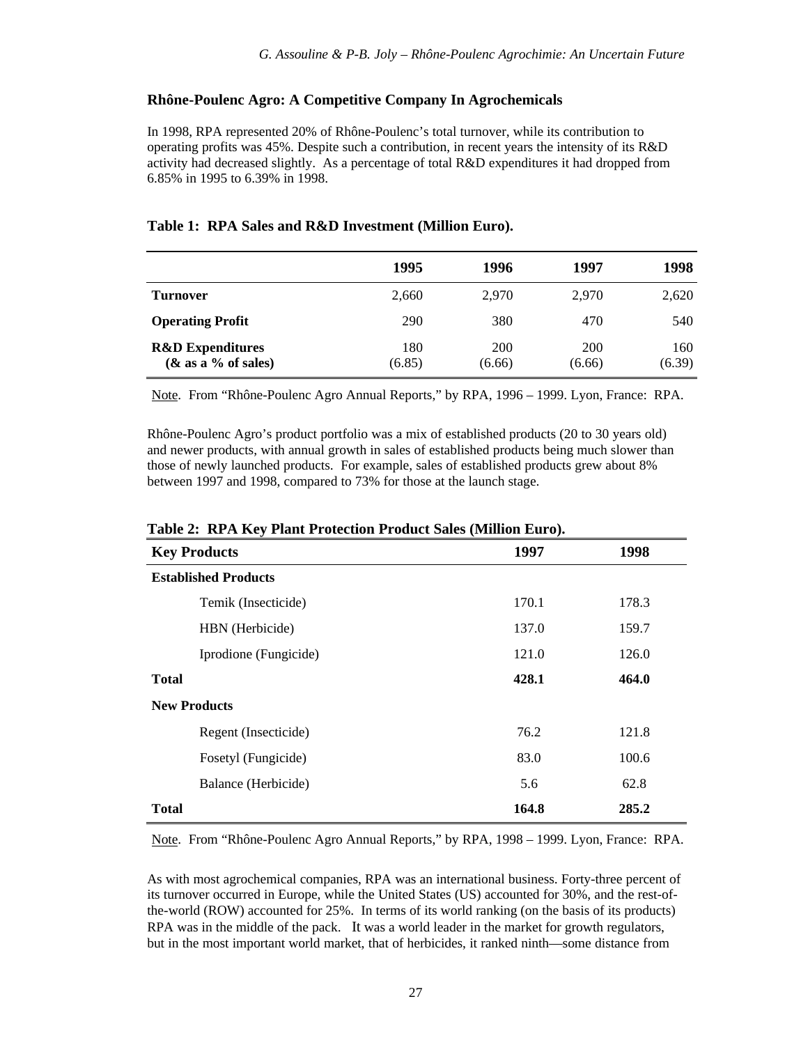## Rhône-Poulenc Agro: A Competitive Company In Agrochemicals

In 1998, RPA represented 20% of Rhône-Poulenc's total turnover, while its contribution to operating profits was 45%. Despite such a contribution, in recent years the intensity of its R&D activity had decreased slightly. As a percentage of total R&D expenditures it had dropped from 6.85% in 1995 to 6.39% in 1998.

**Table 1: RPA Sales and R&D Investment (Million Euro).**

| | 1995 | 1996 | 1997 | 1998 |
|---|---|---|---|---|
| **Turnover** | 2,660 | 2,970 | 2,970 | 2,620 |
| **Operating Profit** | 290 | 380 | 470 | 540 |
| **R&D Expenditures (& as a % of sales)** | 180 (6.85) | 200 (6.66) | 200 (6.66) | 160 (6.39) |

Note. From "Rhône-Poulenc Agro Annual Reports," by RPA, 1996 – 1999. Lyon, France: RPA.

Rhône-Poulenc Agro's product portfolio was a mix of established products (20 to 30 years old) and newer products, with annual growth in sales of established products being much slower than those of newly launched products. For example, sales of established products grew about 8% between 1997 and 1998, compared to 73% for those at the launch stage.

**Table 2: RPA Key Plant Protection Product Sales (Million Euro).**

| Key Products | 1997 | 1998 |
|---|---|---|
| **Established Products** | | |
| Temik (Insecticide) | 170.1 | 178.3 |
| HBN (Herbicide) | 137.0 | 159.7 |
| Iprodione (Fungicide) | 121.0 | 126.0 |
| **Total** | **428.1** | **464.0** |
| **New Products** | | |
| Regent (Insecticide) | 76.2 | 121.8 |
| Fosetyl (Fungicide) | 83.0 | 100.6 |
| Balance (Herbicide) | 5.6 | 62.8 |
| **Total** | **164.8** | **285.2** |

Note. From "Rhône-Poulenc Agro Annual Reports," by RPA, 1998 – 1999. Lyon, France: RPA.

As with most agrochemical companies, RPA was an international business. Forty-three percent of its turnover occurred in Europe, while the United States (US) accounted for 30%, and the rest-of-the-world (ROW) accounted for 25%. In terms of its world ranking (on the basis of its products) RPA was in the middle of the pack. It was a world leader in the market for growth regulators, but in the most important world market, that of herbicides, it ranked ninth—some distance from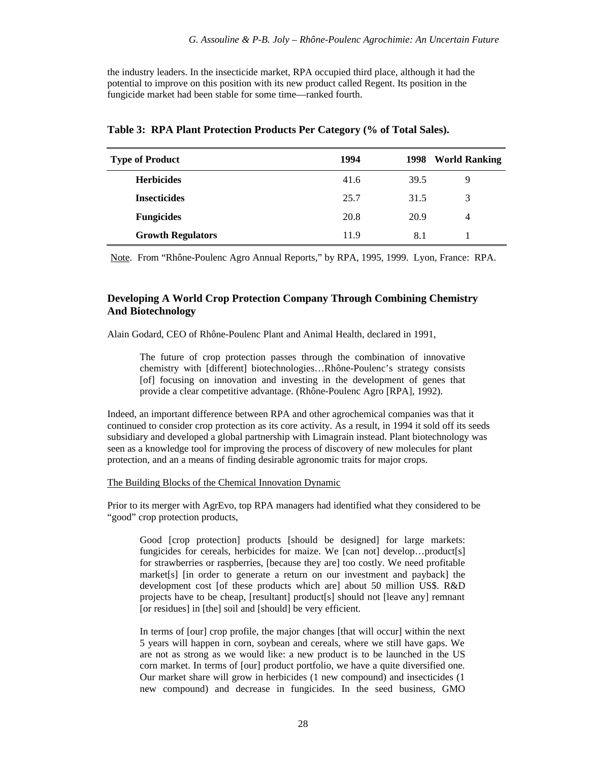the industry leaders. In the insecticide market, RPA occupied third place, although it had the potential to improve on this position with its new product called Regent. Its position in the fungicide market had been stable for some time—ranked fourth.

**Table 3: RPA Plant Protection Products Per Category (% of Total Sales).**

| Type of Product | 1994 | 1998 | World Ranking |
|---|---|---|---|
| **Herbicides** | 41.6 | 39.5 | 9 |
| **Insecticides** | 25.7 | 31.5 | 3 |
| **Fungicides** | 20.8 | 20.9 | 4 |
| **Growth Regulators** | 11.9 | 8.1 | 1 |

Note. From "Rhône-Poulenc Agro Annual Reports," by RPA, 1995, 1999. Lyon, France: RPA.

### Developing A World Crop Protection Company Through Combining Chemistry And Biotechnology

Alain Godard, CEO of Rhône-Poulenc Plant and Animal Health, declared in 1991,

> The future of crop protection passes through the combination of innovative chemistry with [different] biotechnologies…Rhône-Poulenc's strategy consists [of] focusing on innovation and investing in the development of genes that provide a clear competitive advantage. (Rhône-Poulenc Agro [RPA], 1992).

Indeed, an important difference between RPA and other agrochemical companies was that it continued to consider crop protection as its core activity. As a result, in 1994 it sold off its seeds subsidiary and developed a global partnership with Limagrain instead. Plant biotechnology was seen as a knowledge tool for improving the process of discovery of new molecules for plant protection, and an a means of finding desirable agronomic traits for major crops.

The Building Blocks of the Chemical Innovation Dynamic

Prior to its merger with AgrEvo, top RPA managers had identified what they considered to be "good" crop protection products,

> Good [crop protection] products [should be designed] for large markets: fungicides for cereals, herbicides for maize. We [can not] develop…product[s] for strawberries or raspberries, [because they are] too costly. We need profitable market[s] [in order to generate a return on our investment and payback] the development cost [of these products which are] about 50 million US$. R&D projects have to be cheap, [resultant] product[s] should not [leave any] remnant [or residues] in [the] soil and [should] be very efficient.
>
> In terms of [our] crop profile, the major changes [that will occur] within the next 5 years will happen in corn, soybean and cereals, where we still have gaps. We are not as strong as we would like: a new product is to be launched in the US corn market. In terms of [our] product portfolio, we have a quite diversified one. Our market share will grow in herbicides (1 new compound) and insecticides (1 new compound) and decrease in fungicides. In the seed business, GMO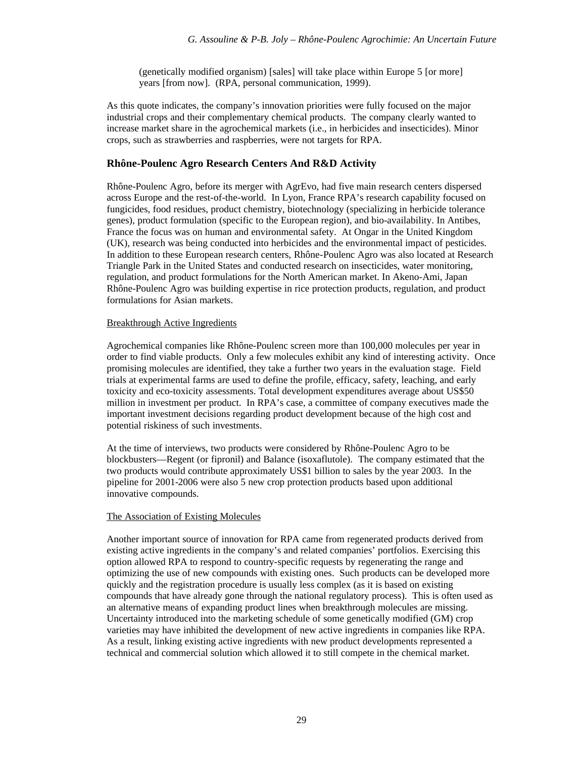> (genetically modified organism) [sales] will take place within Europe 5 [or more] years [from now]. (RPA, personal communication, 1999).

As this quote indicates, the company's innovation priorities were fully focused on the major industrial crops and their complementary chemical products. The company clearly wanted to increase market share in the agrochemical markets (i.e., in herbicides and insecticides). Minor crops, such as strawberries and raspberries, were not targets for RPA.

## Rhône-Poulenc Agro Research Centers And R&D Activity

Rhône-Poulenc Agro, before its merger with AgrEvo, had five main research centers dispersed across Europe and the rest-of-the-world. In Lyon, France RPA's research capability focused on fungicides, food residues, product chemistry, biotechnology (specializing in herbicide tolerance genes), product formulation (specific to the European region), and bio-availability. In Antibes, France the focus was on human and environmental safety. At Ongar in the United Kingdom (UK), research was being conducted into herbicides and the environmental impact of pesticides. In addition to these European research centers, Rhône-Poulenc Agro was also located at Research Triangle Park in the United States and conducted research on insecticides, water monitoring, regulation, and product formulations for the North American market. In Akeno-Ami, Japan Rhône-Poulenc Agro was building expertise in rice protection products, regulation, and product formulations for Asian markets.

### Breakthrough Active Ingredients

Agrochemical companies like Rhône-Poulenc screen more than 100,000 molecules per year in order to find viable products. Only a few molecules exhibit any kind of interesting activity. Once promising molecules are identified, they take a further two years in the evaluation stage. Field trials at experimental farms are used to define the profile, efficacy, safety, leaching, and early toxicity and eco-toxicity assessments. Total development expenditures average about US$50 million in investment per product. In RPA's case, a committee of company executives made the important investment decisions regarding product development because of the high cost and potential riskiness of such investments.

At the time of interviews, two products were considered by Rhône-Poulenc Agro to be blockbusters—Regent (or fipronil) and Balance (isoxaflutole). The company estimated that the two products would contribute approximately US$1 billion to sales by the year 2003. In the pipeline for 2001-2006 were also 5 new crop protection products based upon additional innovative compounds.

### The Association of Existing Molecules

Another important source of innovation for RPA came from regenerated products derived from existing active ingredients in the company's and related companies' portfolios. Exercising this option allowed RPA to respond to country-specific requests by regenerating the range and optimizing the use of new compounds with existing ones. Such products can be developed more quickly and the registration procedure is usually less complex (as it is based on existing compounds that have already gone through the national regulatory process). This is often used as an alternative means of expanding product lines when breakthrough molecules are missing. Uncertainty introduced into the marketing schedule of some genetically modified (GM) crop varieties may have inhibited the development of new active ingredients in companies like RPA. As a result, linking existing active ingredients with new product developments represented a technical and commercial solution which allowed it to still compete in the chemical market.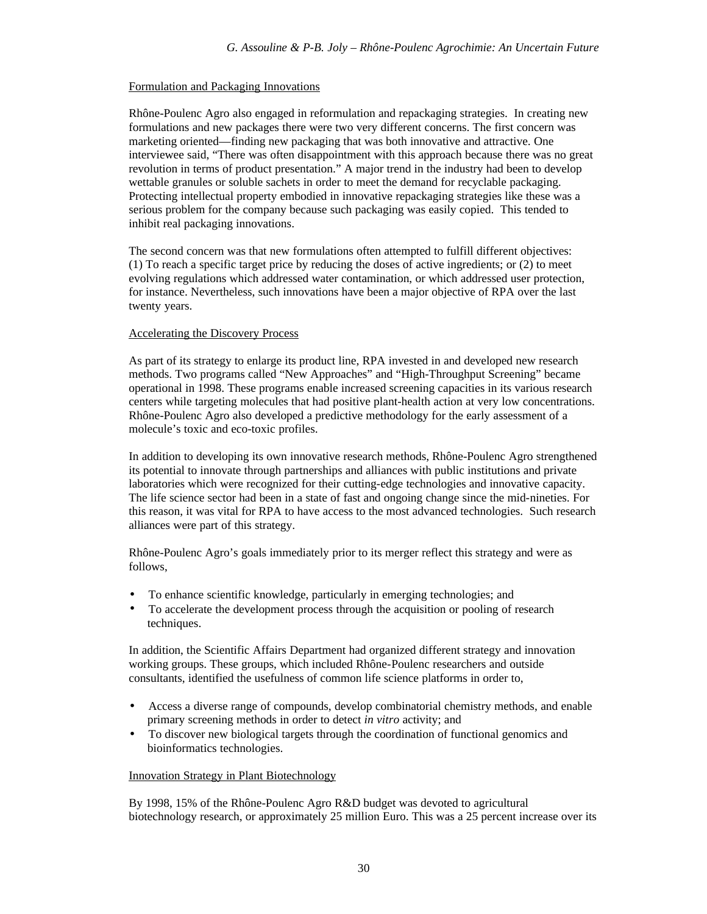## Formulation and Packaging Innovations

Rhône-Poulenc Agro also engaged in reformulation and repackaging strategies. In creating new formulations and new packages there were two very different concerns. The first concern was marketing oriented—finding new packaging that was both innovative and attractive. One interviewee said, "There was often disappointment with this approach because there was no great revolution in terms of product presentation." A major trend in the industry had been to develop wettable granules or soluble sachets in order to meet the demand for recyclable packaging. Protecting intellectual property embodied in innovative repackaging strategies like these was a serious problem for the company because such packaging was easily copied. This tended to inhibit real packaging innovations.

The second concern was that new formulations often attempted to fulfill different objectives: (1) To reach a specific target price by reducing the doses of active ingredients; or (2) to meet evolving regulations which addressed water contamination, or which addressed user protection, for instance. Nevertheless, such innovations have been a major objective of RPA over the last twenty years.

## Accelerating the Discovery Process

As part of its strategy to enlarge its product line, RPA invested in and developed new research methods. Two programs called "New Approaches" and "High-Throughput Screening" became operational in 1998. These programs enable increased screening capacities in its various research centers while targeting molecules that had positive plant-health action at very low concentrations. Rhône-Poulenc Agro also developed a predictive methodology for the early assessment of a molecule's toxic and eco-toxic profiles.

In addition to developing its own innovative research methods, Rhône-Poulenc Agro strengthened its potential to innovate through partnerships and alliances with public institutions and private laboratories which were recognized for their cutting-edge technologies and innovative capacity. The life science sector had been in a state of fast and ongoing change since the mid-nineties. For this reason, it was vital for RPA to have access to the most advanced technologies. Such research alliances were part of this strategy.

Rhône-Poulenc Agro's goals immediately prior to its merger reflect this strategy and were as follows,

- To enhance scientific knowledge, particularly in emerging technologies; and
- To accelerate the development process through the acquisition or pooling of research techniques.

In addition, the Scientific Affairs Department had organized different strategy and innovation working groups. These groups, which included Rhône-Poulenc researchers and outside consultants, identified the usefulness of common life science platforms in order to,

- Access a diverse range of compounds, develop combinatorial chemistry methods, and enable primary screening methods in order to detect *in vitro* activity; and
- To discover new biological targets through the coordination of functional genomics and bioinformatics technologies.

## Innovation Strategy in Plant Biotechnology

By 1998, 15% of the Rhône-Poulenc Agro R&D budget was devoted to agricultural biotechnology research, or approximately 25 million Euro. This was a 25 percent increase over its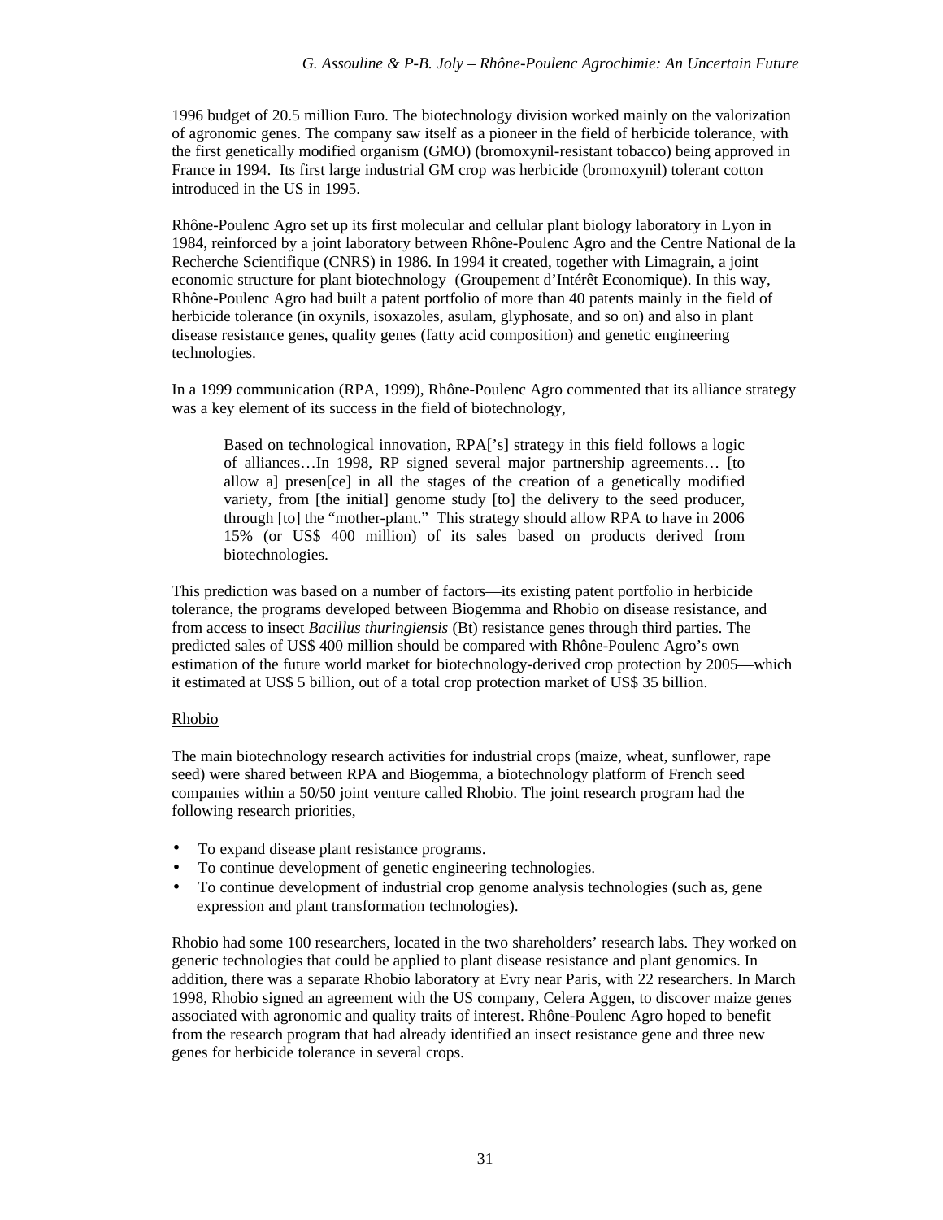1996 budget of 20.5 million Euro. The biotechnology division worked mainly on the valorization of agronomic genes. The company saw itself as a pioneer in the field of herbicide tolerance, with the first genetically modified organism (GMO) (bromoxynil-resistant tobacco) being approved in France in 1994. Its first large industrial GM crop was herbicide (bromoxynil) tolerant cotton introduced in the US in 1995.

Rhône-Poulenc Agro set up its first molecular and cellular plant biology laboratory in Lyon in 1984, reinforced by a joint laboratory between Rhône-Poulenc Agro and the Centre National de la Recherche Scientifique (CNRS) in 1986. In 1994 it created, together with Limagrain, a joint economic structure for plant biotechnology (Groupement d'Intérêt Economique). In this way, Rhône-Poulenc Agro had built a patent portfolio of more than 40 patents mainly in the field of herbicide tolerance (in oxynils, isoxazoles, asulam, glyphosate, and so on) and also in plant disease resistance genes, quality genes (fatty acid composition) and genetic engineering technologies.

In a 1999 communication (RPA, 1999), Rhône-Poulenc Agro commented that its alliance strategy was a key element of its success in the field of biotechnology,

> Based on technological innovation, RPA['s] strategy in this field follows a logic of alliances…In 1998, RP signed several major partnership agreements… [to allow a] presen[ce] in all the stages of the creation of a genetically modified variety, from [the initial] genome study [to] the delivery to the seed producer, through [to] the "mother-plant." This strategy should allow RPA to have in 2006 15% (or US$ 400 million) of its sales based on products derived from biotechnologies.

This prediction was based on a number of factors—its existing patent portfolio in herbicide tolerance, the programs developed between Biogemma and Rhobio on disease resistance, and from access to insect *Bacillus thuringiensis* (Bt) resistance genes through third parties. The predicted sales of US$ 400 million should be compared with Rhône-Poulenc Agro's own estimation of the future world market for biotechnology-derived crop protection by 2005—which it estimated at US$ 5 billion, out of a total crop protection market of US$ 35 billion.

<u>Rhobio</u>

The main biotechnology research activities for industrial crops (maize, wheat, sunflower, rape seed) were shared between RPA and Biogemma, a biotechnology platform of French seed companies within a 50/50 joint venture called Rhobio. The joint research program had the following research priorities,

- To expand disease plant resistance programs.
- To continue development of genetic engineering technologies.
- To continue development of industrial crop genome analysis technologies (such as, gene expression and plant transformation technologies).

Rhobio had some 100 researchers, located in the two shareholders' research labs. They worked on generic technologies that could be applied to plant disease resistance and plant genomics. In addition, there was a separate Rhobio laboratory at Evry near Paris, with 22 researchers. In March 1998, Rhobio signed an agreement with the US company, Celera Aggen, to discover maize genes associated with agronomic and quality traits of interest. Rhône-Poulenc Agro hoped to benefit from the research program that had already identified an insect resistance gene and three new genes for herbicide tolerance in several crops.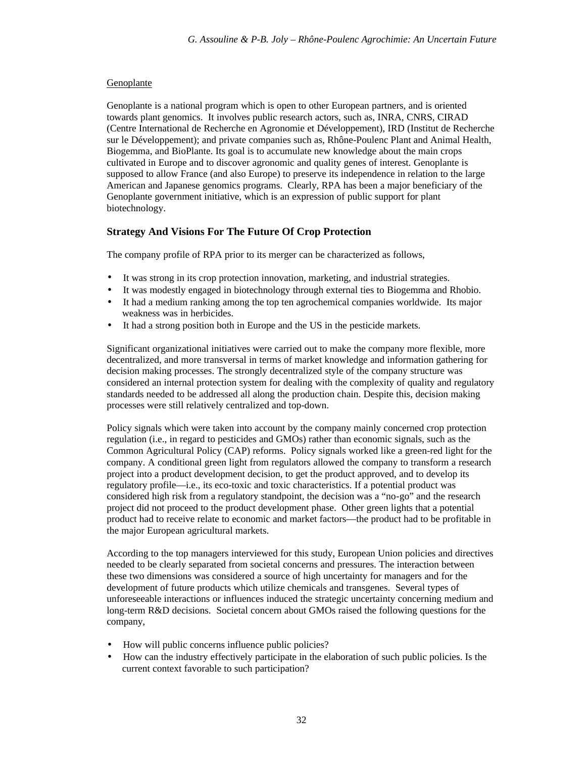Genoplante

Genoplante is a national program which is open to other European partners, and is oriented towards plant genomics. It involves public research actors, such as, INRA, CNRS, CIRAD (Centre International de Recherche en Agronomie et Développement), IRD (Institut de Recherche sur le Développement); and private companies such as, Rhône-Poulenc Plant and Animal Health, Biogemma, and BioPlante. Its goal is to accumulate new knowledge about the main crops cultivated in Europe and to discover agronomic and quality genes of interest. Genoplante is supposed to allow France (and also Europe) to preserve its independence in relation to the large American and Japanese genomics programs. Clearly, RPA has been a major beneficiary of the Genoplante government initiative, which is an expression of public support for plant biotechnology.

### Strategy And Visions For The Future Of Crop Protection

The company profile of RPA prior to its merger can be characterized as follows,

- It was strong in its crop protection innovation, marketing, and industrial strategies.
- It was modestly engaged in biotechnology through external ties to Biogemma and Rhobio.
- It had a medium ranking among the top ten agrochemical companies worldwide. Its major weakness was in herbicides.
- It had a strong position both in Europe and the US in the pesticide markets.

Significant organizational initiatives were carried out to make the company more flexible, more decentralized, and more transversal in terms of market knowledge and information gathering for decision making processes. The strongly decentralized style of the company structure was considered an internal protection system for dealing with the complexity of quality and regulatory standards needed to be addressed all along the production chain. Despite this, decision making processes were still relatively centralized and top-down.

Policy signals which were taken into account by the company mainly concerned crop protection regulation (i.e., in regard to pesticides and GMOs) rather than economic signals, such as the Common Agricultural Policy (CAP) reforms. Policy signals worked like a green-red light for the company. A conditional green light from regulators allowed the company to transform a research project into a product development decision, to get the product approved, and to develop its regulatory profile—i.e., its eco-toxic and toxic characteristics. If a potential product was considered high risk from a regulatory standpoint, the decision was a "no-go" and the research project did not proceed to the product development phase. Other green lights that a potential product had to receive relate to economic and market factors—the product had to be profitable in the major European agricultural markets.

According to the top managers interviewed for this study, European Union policies and directives needed to be clearly separated from societal concerns and pressures. The interaction between these two dimensions was considered a source of high uncertainty for managers and for the development of future products which utilize chemicals and transgenes. Several types of unforeseeable interactions or influences induced the strategic uncertainty concerning medium and long-term R&D decisions. Societal concern about GMOs raised the following questions for the company,

- How will public concerns influence public policies?
- How can the industry effectively participate in the elaboration of such public policies. Is the current context favorable to such participation?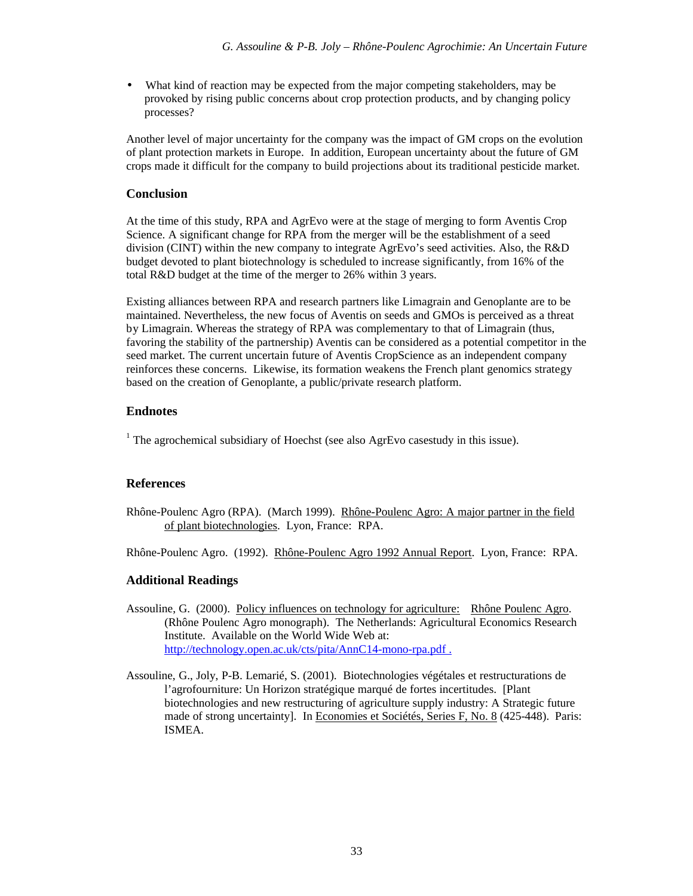- What kind of reaction may be expected from the major competing stakeholders, may be provoked by rising public concerns about crop protection products, and by changing policy processes?

Another level of major uncertainty for the company was the impact of GM crops on the evolution of plant protection markets in Europe. In addition, European uncertainty about the future of GM crops made it difficult for the company to build projections about its traditional pesticide market.

### Conclusion

At the time of this study, RPA and AgrEvo were at the stage of merging to form Aventis Crop Science. A significant change for RPA from the merger will be the establishment of a seed division (CINT) within the new company to integrate AgrEvo's seed activities. Also, the R&D budget devoted to plant biotechnology is scheduled to increase significantly, from 16% of the total R&D budget at the time of the merger to 26% within 3 years.

Existing alliances between RPA and research partners like Limagrain and Genoplante are to be maintained. Nevertheless, the new focus of Aventis on seeds and GMOs is perceived as a threat by Limagrain. Whereas the strategy of RPA was complementary to that of Limagrain (thus, favoring the stability of the partnership) Aventis can be considered as a potential competitor in the seed market. The current uncertain future of Aventis CropScience as an independent company reinforces these concerns. Likewise, its formation weakens the French plant genomics strategy based on the creation of Genoplante, a public/private research platform.

### Endnotes

[1] The agrochemical subsidiary of Hoechst (see also AgrEvo casestudy in this issue).

### References

Rhône-Poulenc Agro (RPA). (March 1999). Rhône-Poulenc Agro: A major partner in the field of plant biotechnologies. Lyon, France: RPA.

Rhône-Poulenc Agro. (1992). Rhône-Poulenc Agro 1992 Annual Report. Lyon, France: RPA.

### Additional Readings

Assouline, G. (2000). Policy influences on technology for agriculture: Rhône Poulenc Agro. (Rhône Poulenc Agro monograph). The Netherlands: Agricultural Economics Research Institute. Available on the World Wide Web at: http://technology.open.ac.uk/cts/pita/AnnC14-mono-rpa.pdf .

Assouline, G., Joly, P-B. Lemarié, S. (2001). Biotechnologies végétales et restructurations de l'agrofourniture: Un Horizon stratégique marqué de fortes incertitudes. [Plant biotechnologies and new restructuring of agriculture supply industry: A Strategic future made of strong uncertainty]. In Economies et Sociétés, Series F, No. 8 (425-448). Paris: ISMEA.